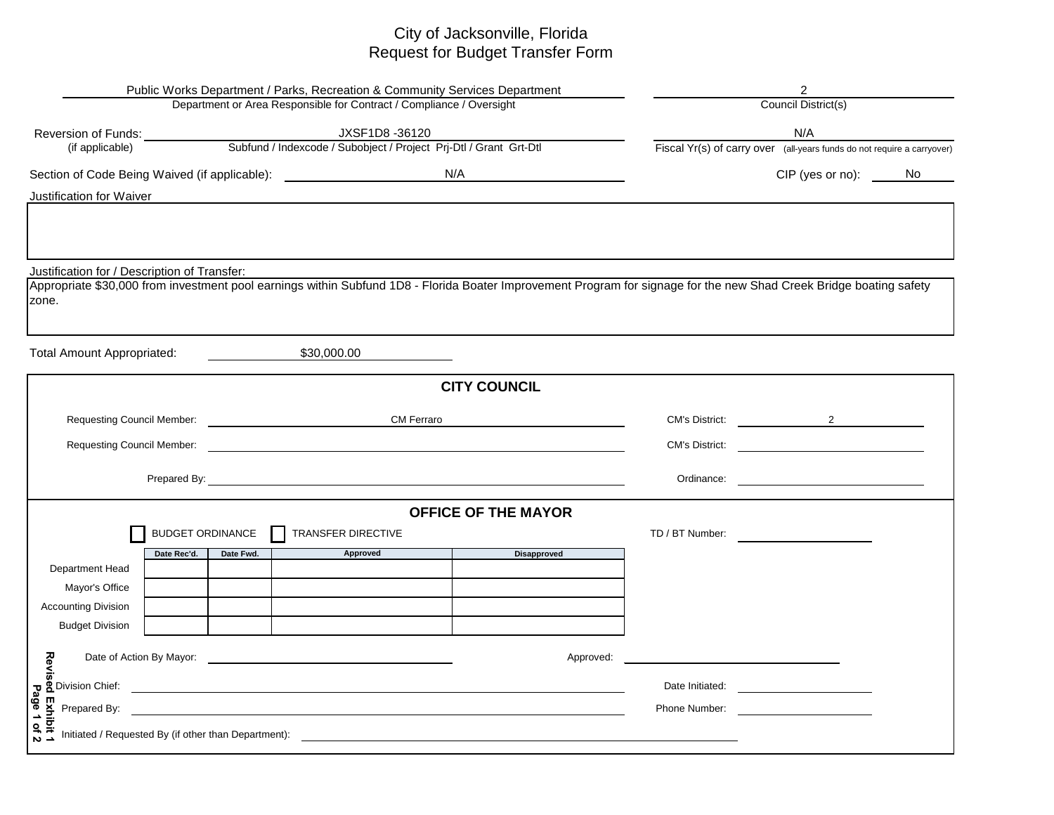# City of Jacksonville, Florida
## Request for Budget Transfer Form

Public Works Department / Parks, Recreation & Community Services Department
Department or Area Responsible for Contract / Compliance / Oversight

2
Council District(s)

Reversion of Funds (if applicable): JXSF1D8 -36120
Subfund / Indexcode / Subobject / Project Prj-Dtl / Grant Grt-Dtl

N/A
Fiscal Yr(s) of carry over (all-years funds do not require a carryover)

Section of Code Being Waived (if applicable): N/A

CIP (yes or no): No

Justification for Waiver

Justification for / Description of Transfer:

Appropriate $30,000 from investment pool earnings within Subfund 1D8 - Florida Boater Improvement Program for signage for the new Shad Creek Bridge boating safety zone.

Total Amount Appropriated: $30,000.00

## CITY COUNCIL

Requesting Council Member: CM Ferraro — CM's District: 2

Requesting Council Member: — CM's District:

Prepared By: — Ordinance:

## OFFICE OF THE MAYOR

☐ BUDGET ORDINANCE ☐ TRANSFER DIRECTIVE

TD / BT Number:

| | Date Rec'd. | Date Fwd. | Approved | Disapproved |
|---|---|---|---|---|
| Department Head | | | | |
| Mayor's Office | | | | |
| Accounting Division | | | | |
| Budget Division | | | | |

Date of Action By Mayor: — Approved:

Division Chief: — Date Initiated:

Prepared By: — Phone Number:

Initiated / Requested By (if other than Department):

Revised Exhibit 1
Page 1 of 2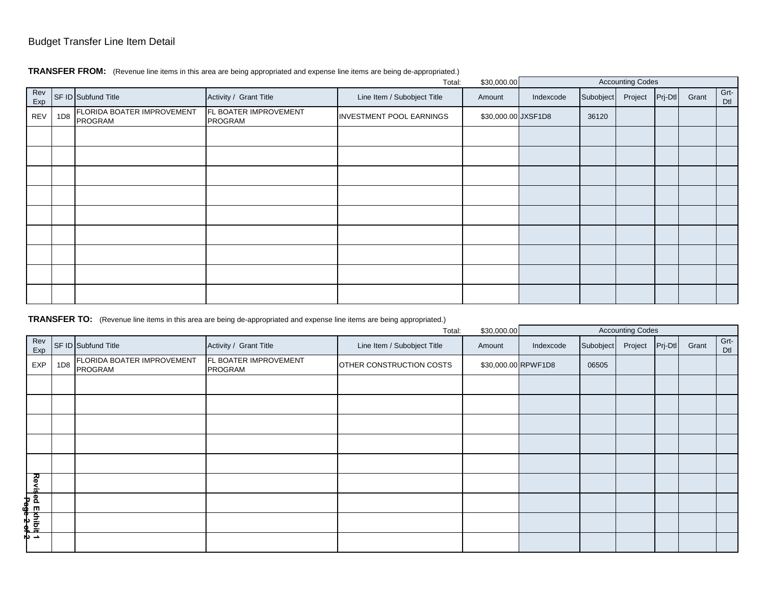# Budget Transfer Line Item Detail

**TRANSFER FROM:** (Revenue line items in this area are being appropriated and expense line items are being de-appropriated.)

Total: $30,000.00

| | | | | | | Accounting Codes | | | | | |
|---|---|---|---|---|---|---|---|---|---|---|---|
| Rev Exp | SF ID | Subfund Title | Activity / Grant Title | Line Item / Subobject Title | Amount | Indexcode | Subobject | Project | Prj-Dtl | Grant | Grt-Dtl |
| REV | 1D8 | FLORIDA BOATER IMPROVEMENT PROGRAM | FL BOATER IMPROVEMENT PROGRAM | INVESTMENT POOL EARNINGS | $30,000.00 | JXSF1D8 | 36120 | | | | |
| | | | | | | | | | | | |
| | | | | | | | | | | | |
| | | | | | | | | | | | |
| | | | | | | | | | | | |
| | | | | | | | | | | | |
| | | | | | | | | | | | |
| | | | | | | | | | | | |
| | | | | | | | | | | | |
| | | | | | | | | | | | |

**TRANSFER TO:** (Revenue line items in this area are being de-appropriated and expense line items are being appropriated.)

Total: $30,000.00

| | | | | | | Accounting Codes | | | | | |
|---|---|---|---|---|---|---|---|---|---|---|---|
| Rev Exp | SF ID | Subfund Title | Activity / Grant Title | Line Item / Subobject Title | Amount | Indexcode | Subobject | Project | Prj-Dtl | Grant | Grt-Dtl |
| EXP | 1D8 | FLORIDA BOATER IMPROVEMENT PROGRAM | FL BOATER IMPROVEMENT PROGRAM | OTHER CONSTRUCTION COSTS | $30,000.00 | RPWF1D8 | 06505 | | | | |
| | | | | | | | | | | | |
| | | | | | | | | | | | |
| | | | | | | | | | | | |
| | | | | | | | | | | | |
| | | | | | | | | | | | |
| | | | | | | | | | | | |
| | | | | | | | | | | | |
| | | | | | | | | | | | |
| | | | | | | | | | | | |

**Revised Exhibit 1**